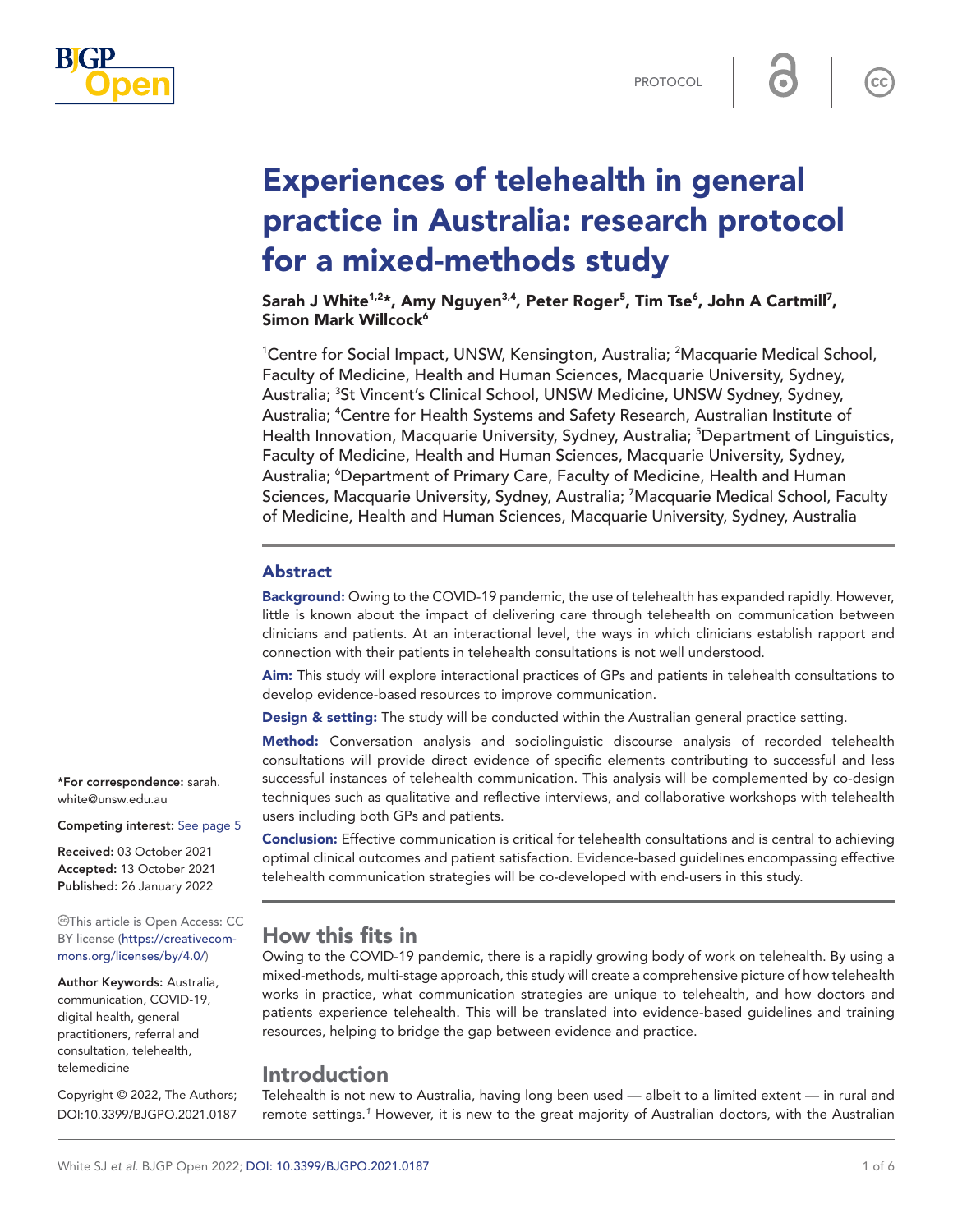PROTOCOL

# Experiences of telehealth in general practice in Australia: research protocol for a mixed-methods study

**Sarah J White[1,2]*, Amy Nguyen[3,4], Peter Roger[5], Tim Tse[6], John A Cartmill[7], Simon Mark Willcock[6]**

[1]Centre for Social Impact, UNSW, Kensington, Australia; [2]Macquarie Medical School, Faculty of Medicine, Health and Human Sciences, Macquarie University, Sydney, Australia; [3]St Vincent's Clinical School, UNSW Medicine, UNSW Sydney, Sydney, Australia; [4]Centre for Health Systems and Safety Research, Australian Institute of Health Innovation, Macquarie University, Sydney, Australia; [5]Department of Linguistics, Faculty of Medicine, Health and Human Sciences, Macquarie University, Sydney, Australia; [6]Department of Primary Care, Faculty of Medicine, Health and Human Sciences, Macquarie University, Sydney, Australia; [7]Macquarie Medical School, Faculty of Medicine, Health and Human Sciences, Macquarie University, Sydney, Australia

*For correspondence: sarah.white@unsw.edu.au

Competing interest: See page 5

Received: 03 October 2021
Accepted: 13 October 2021
Published: 26 January 2022

This article is Open Access: CC BY license (https://creativecommons.org/licenses/by/4.0/)

Author Keywords: Australia, communication, COVID-19, digital health, general practitioners, referral and consultation, telehealth, telemedicine

Copyright © 2022, The Authors; DOI:10.3399/BJGPO.2021.0187

## Abstract

**Background:** Owing to the COVID-19 pandemic, the use of telehealth has expanded rapidly. However, little is known about the impact of delivering care through telehealth on communication between clinicians and patients. At an interactional level, the ways in which clinicians establish rapport and connection with their patients in telehealth consultations is not well understood.

**Aim:** This study will explore interactional practices of GPs and patients in telehealth consultations to develop evidence-based resources to improve communication.

**Design & setting:** The study will be conducted within the Australian general practice setting.

**Method:** Conversation analysis and sociolinguistic discourse analysis of recorded telehealth consultations will provide direct evidence of specific elements contributing to successful and less successful instances of telehealth communication. This analysis will be complemented by co-design techniques such as qualitative and reflective interviews, and collaborative workshops with telehealth users including both GPs and patients.

**Conclusion:** Effective communication is critical for telehealth consultations and is central to achieving optimal clinical outcomes and patient satisfaction. Evidence-based guidelines encompassing effective telehealth communication strategies will be co-developed with end-users in this study.

## How this fits in

Owing to the COVID-19 pandemic, there is a rapidly growing body of work on telehealth. By using a mixed-methods, multi-stage approach, this study will create a comprehensive picture of how telehealth works in practice, what communication strategies are unique to telehealth, and how doctors and patients experience telehealth. This will be translated into evidence-based guidelines and training resources, helping to bridge the gap between evidence and practice.

## Introduction

Telehealth is not new to Australia, having long been used — albeit to a limited extent — in rural and remote settings.[1] However, it is new to the great majority of Australian doctors, with the Australian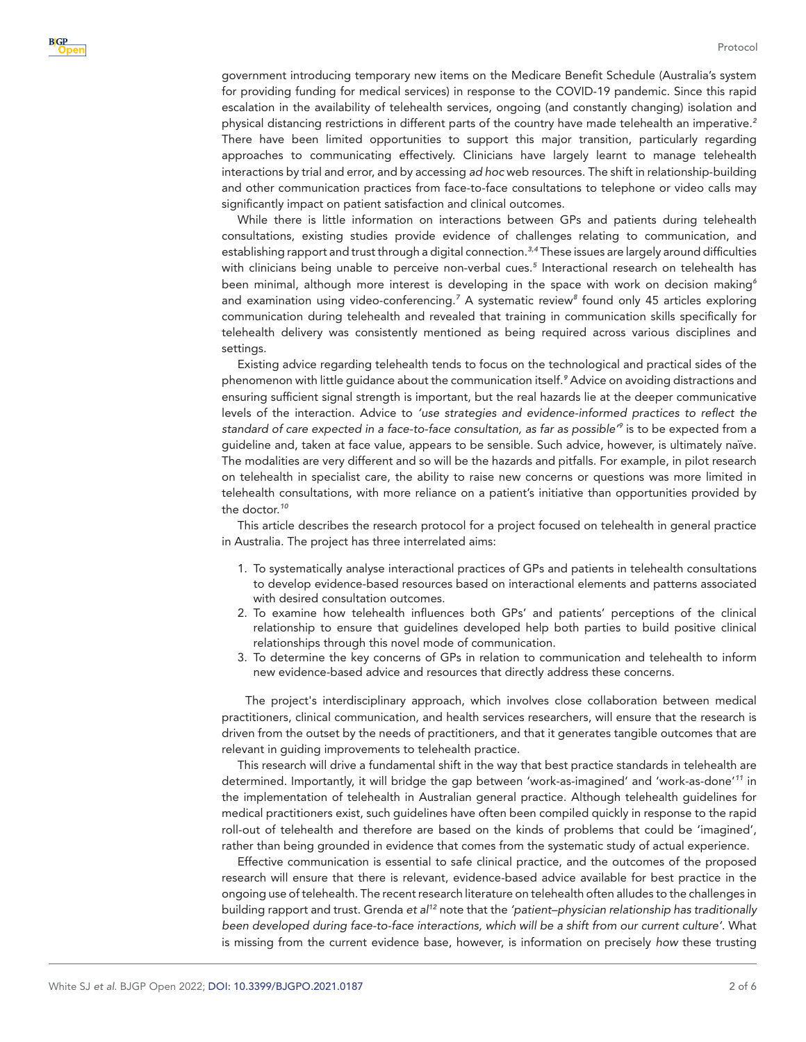government introducing temporary new items on the Medicare Benefit Schedule (Australia's system for providing funding for medical services) in response to the COVID-19 pandemic. Since this rapid escalation in the availability of telehealth services, ongoing (and constantly changing) isolation and physical distancing restrictions in different parts of the country have made telehealth an imperative.[2] There have been limited opportunities to support this major transition, particularly regarding approaches to communicating effectively. Clinicians have largely learnt to manage telehealth interactions by trial and error, and by accessing *ad hoc* web resources. The shift in relationship-building and other communication practices from face-to-face consultations to telephone or video calls may significantly impact on patient satisfaction and clinical outcomes.

While there is little information on interactions between GPs and patients during telehealth consultations, existing studies provide evidence of challenges relating to communication, and establishing rapport and trust through a digital connection.[3,4] These issues are largely around difficulties with clinicians being unable to perceive non-verbal cues.[5] Interactional research on telehealth has been minimal, although more interest is developing in the space with work on decision making[6] and examination using video-conferencing.[7] A systematic review[8] found only 45 articles exploring communication during telehealth and revealed that training in communication skills specifically for telehealth delivery was consistently mentioned as being required across various disciplines and settings.

Existing advice regarding telehealth tends to focus on the technological and practical sides of the phenomenon with little guidance about the communication itself.[9] Advice on avoiding distractions and ensuring sufficient signal strength is important, but the real hazards lie at the deeper communicative levels of the interaction. Advice to *'use strategies and evidence-informed practices to reflect the standard of care expected in a face-to-face consultation, as far as possible'*[9] is to be expected from a guideline and, taken at face value, appears to be sensible. Such advice, however, is ultimately naïve. The modalities are very different and so will be the hazards and pitfalls. For example, in pilot research on telehealth in specialist care, the ability to raise new concerns or questions was more limited in telehealth consultations, with more reliance on a patient's initiative than opportunities provided by the doctor.[10]

This article describes the research protocol for a project focused on telehealth in general practice in Australia. The project has three interrelated aims:

1. To systematically analyse interactional practices of GPs and patients in telehealth consultations to develop evidence-based resources based on interactional elements and patterns associated with desired consultation outcomes.
2. To examine how telehealth influences both GPs' and patients' perceptions of the clinical relationship to ensure that guidelines developed help both parties to build positive clinical relationships through this novel mode of communication.
3. To determine the key concerns of GPs in relation to communication and telehealth to inform new evidence-based advice and resources that directly address these concerns.

The project's interdisciplinary approach, which involves close collaboration between medical practitioners, clinical communication, and health services researchers, will ensure that the research is driven from the outset by the needs of practitioners, and that it generates tangible outcomes that are relevant in guiding improvements to telehealth practice.

This research will drive a fundamental shift in the way that best practice standards in telehealth are determined. Importantly, it will bridge the gap between 'work-as-imagined' and 'work-as-done'[11] in the implementation of telehealth in Australian general practice. Although telehealth guidelines for medical practitioners exist, such guidelines have often been compiled quickly in response to the rapid roll-out of telehealth and therefore are based on the kinds of problems that could be 'imagined', rather than being grounded in evidence that comes from the systematic study of actual experience.

Effective communication is essential to safe clinical practice, and the outcomes of the proposed research will ensure that there is relevant, evidence-based advice available for best practice in the ongoing use of telehealth. The recent research literature on telehealth often alludes to the challenges in building rapport and trust. Grenda *et al*[12] note that the *'patient–physician relationship has traditionally been developed during face-to-face interactions, which will be a shift from our current culture'*. What is missing from the current evidence base, however, is information on precisely *how* these trusting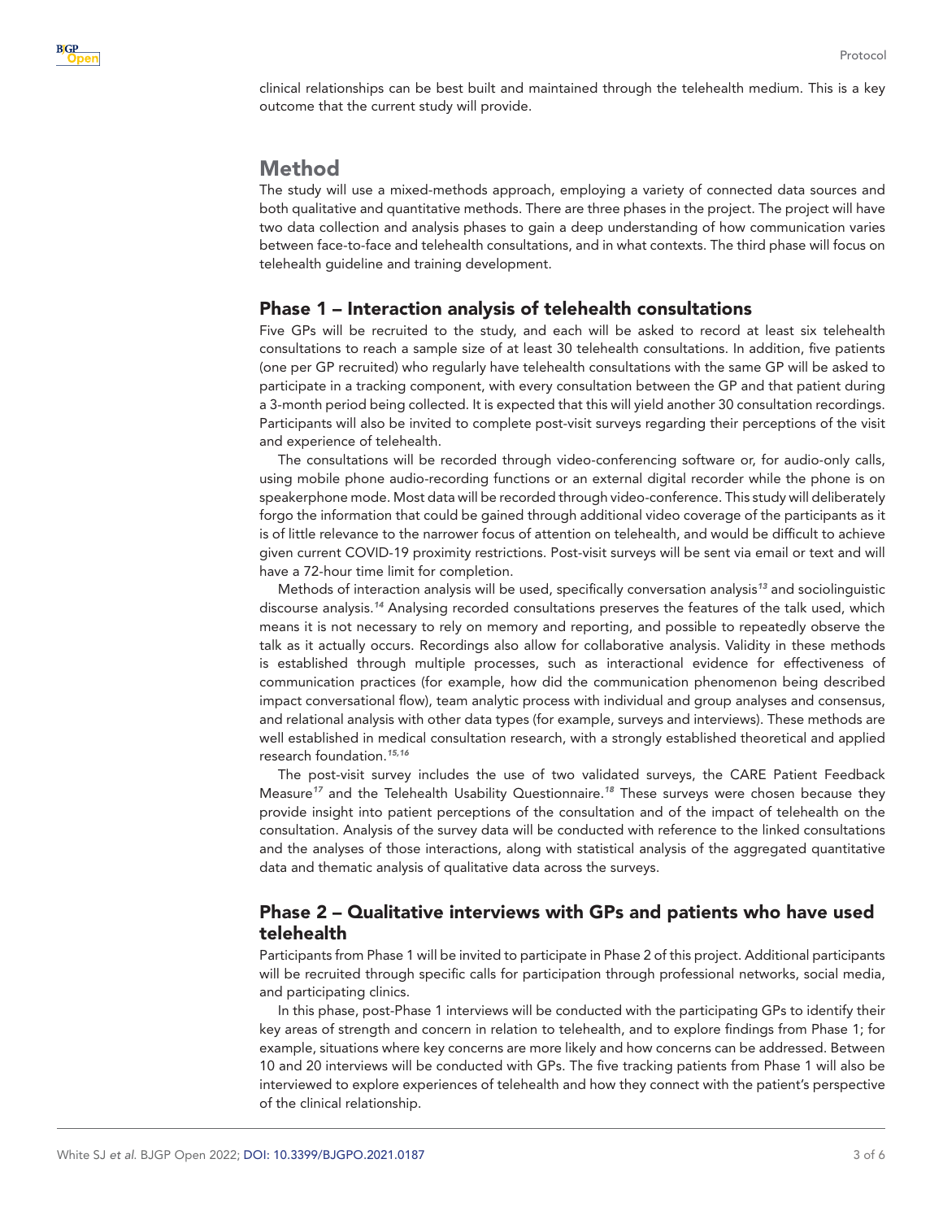clinical relationships can be best built and maintained through the telehealth medium. This is a key outcome that the current study will provide.

## Method

The study will use a mixed-methods approach, employing a variety of connected data sources and both qualitative and quantitative methods. There are three phases in the project. The project will have two data collection and analysis phases to gain a deep understanding of how communication varies between face-to-face and telehealth consultations, and in what contexts. The third phase will focus on telehealth guideline and training development.

### Phase 1 – Interaction analysis of telehealth consultations

Five GPs will be recruited to the study, and each will be asked to record at least six telehealth consultations to reach a sample size of at least 30 telehealth consultations. In addition, five patients (one per GP recruited) who regularly have telehealth consultations with the same GP will be asked to participate in a tracking component, with every consultation between the GP and that patient during a 3-month period being collected. It is expected that this will yield another 30 consultation recordings. Participants will also be invited to complete post-visit surveys regarding their perceptions of the visit and experience of telehealth.

The consultations will be recorded through video-conferencing software or, for audio-only calls, using mobile phone audio-recording functions or an external digital recorder while the phone is on speakerphone mode. Most data will be recorded through video-conference. This study will deliberately forgo the information that could be gained through additional video coverage of the participants as it is of little relevance to the narrower focus of attention on telehealth, and would be difficult to achieve given current COVID-19 proximity restrictions. Post-visit surveys will be sent via email or text and will have a 72-hour time limit for completion.

Methods of interaction analysis will be used, specifically conversation analysis[13] and sociolinguistic discourse analysis.[14] Analysing recorded consultations preserves the features of the talk used, which means it is not necessary to rely on memory and reporting, and possible to repeatedly observe the talk as it actually occurs. Recordings also allow for collaborative analysis. Validity in these methods is established through multiple processes, such as interactional evidence for effectiveness of communication practices (for example, how did the communication phenomenon being described impact conversational flow), team analytic process with individual and group analyses and consensus, and relational analysis with other data types (for example, surveys and interviews). These methods are well established in medical consultation research, with a strongly established theoretical and applied research foundation.[15,16]

The post-visit survey includes the use of two validated surveys, the CARE Patient Feedback Measure[17] and the Telehealth Usability Questionnaire.[18] These surveys were chosen because they provide insight into patient perceptions of the consultation and of the impact of telehealth on the consultation. Analysis of the survey data will be conducted with reference to the linked consultations and the analyses of those interactions, along with statistical analysis of the aggregated quantitative data and thematic analysis of qualitative data across the surveys.

### Phase 2 – Qualitative interviews with GPs and patients who have used telehealth

Participants from Phase 1 will be invited to participate in Phase 2 of this project. Additional participants will be recruited through specific calls for participation through professional networks, social media, and participating clinics.

In this phase, post-Phase 1 interviews will be conducted with the participating GPs to identify their key areas of strength and concern in relation to telehealth, and to explore findings from Phase 1; for example, situations where key concerns are more likely and how concerns can be addressed. Between 10 and 20 interviews will be conducted with GPs. The five tracking patients from Phase 1 will also be interviewed to explore experiences of telehealth and how they connect with the patient's perspective of the clinical relationship.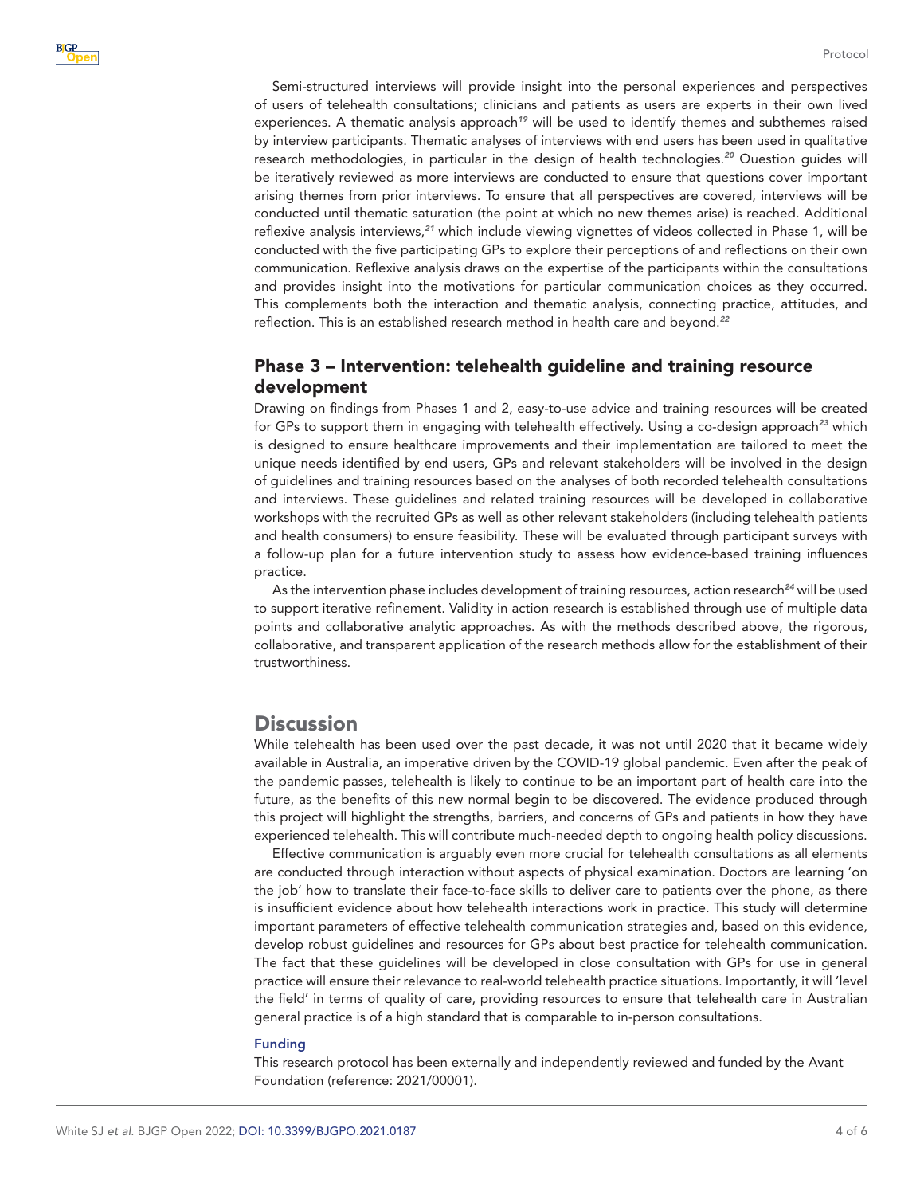Semi-structured interviews will provide insight into the personal experiences and perspectives of users of telehealth consultations; clinicians and patients as users are experts in their own lived experiences. A thematic analysis approach[19] will be used to identify themes and subthemes raised by interview participants. Thematic analyses of interviews with end users has been used in qualitative research methodologies, in particular in the design of health technologies.[20] Question guides will be iteratively reviewed as more interviews are conducted to ensure that questions cover important arising themes from prior interviews. To ensure that all perspectives are covered, interviews will be conducted until thematic saturation (the point at which no new themes arise) is reached. Additional reflexive analysis interviews,[21] which include viewing vignettes of videos collected in Phase 1, will be conducted with the five participating GPs to explore their perceptions of and reflections on their own communication. Reflexive analysis draws on the expertise of the participants within the consultations and provides insight into the motivations for particular communication choices as they occurred. This complements both the interaction and thematic analysis, connecting practice, attitudes, and reflection. This is an established research method in health care and beyond.[22]

## Phase 3 – Intervention: telehealth guideline and training resource development

Drawing on findings from Phases 1 and 2, easy-to-use advice and training resources will be created for GPs to support them in engaging with telehealth effectively. Using a co-design approach[23] which is designed to ensure healthcare improvements and their implementation are tailored to meet the unique needs identified by end users, GPs and relevant stakeholders will be involved in the design of guidelines and training resources based on the analyses of both recorded telehealth consultations and interviews. These guidelines and related training resources will be developed in collaborative workshops with the recruited GPs as well as other relevant stakeholders (including telehealth patients and health consumers) to ensure feasibility. These will be evaluated through participant surveys with a follow-up plan for a future intervention study to assess how evidence-based training influences practice.

As the intervention phase includes development of training resources, action research[24] will be used to support iterative refinement. Validity in action research is established through use of multiple data points and collaborative analytic approaches. As with the methods described above, the rigorous, collaborative, and transparent application of the research methods allow for the establishment of their trustworthiness.

# Discussion

While telehealth has been used over the past decade, it was not until 2020 that it became widely available in Australia, an imperative driven by the COVID-19 global pandemic. Even after the peak of the pandemic passes, telehealth is likely to continue to be an important part of health care into the future, as the benefits of this new normal begin to be discovered. The evidence produced through this project will highlight the strengths, barriers, and concerns of GPs and patients in how they have experienced telehealth. This will contribute much-needed depth to ongoing health policy discussions.

Effective communication is arguably even more crucial for telehealth consultations as all elements are conducted through interaction without aspects of physical examination. Doctors are learning 'on the job' how to translate their face-to-face skills to deliver care to patients over the phone, as there is insufficient evidence about how telehealth interactions work in practice. This study will determine important parameters of effective telehealth communication strategies and, based on this evidence, develop robust guidelines and resources for GPs about best practice for telehealth communication. The fact that these guidelines will be developed in close consultation with GPs for use in general practice will ensure their relevance to real-world telehealth practice situations. Importantly, it will 'level the field' in terms of quality of care, providing resources to ensure that telehealth care in Australian general practice is of a high standard that is comparable to in-person consultations.

### Funding

This research protocol has been externally and independently reviewed and funded by the Avant Foundation (reference: 2021/00001).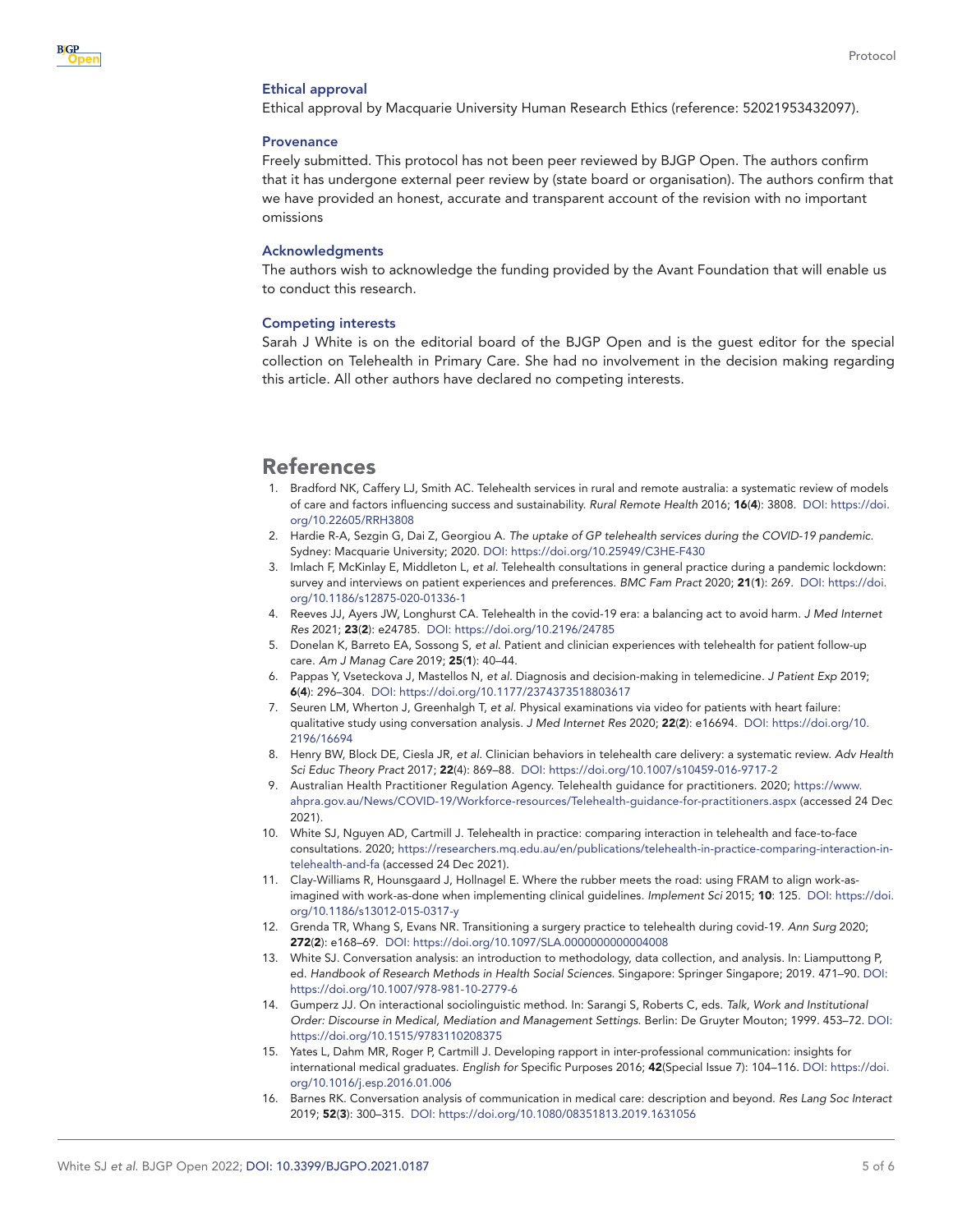### Ethical approval

Ethical approval by Macquarie University Human Research Ethics (reference: 52021953432097).

### Provenance

Freely submitted. This protocol has not been peer reviewed by BJGP Open. The authors confirm that it has undergone external peer review by (state board or organisation). The authors confirm that we have provided an honest, accurate and transparent account of the revision with no important omissions

### Acknowledgments

The authors wish to acknowledge the funding provided by the Avant Foundation that will enable us to conduct this research.

### Competing interests

Sarah J White is on the editorial board of the BJGP Open and is the guest editor for the special collection on Telehealth in Primary Care. She had no involvement in the decision making regarding this article. All other authors have declared no competing interests.

## References

1. Bradford NK, Caffery LJ, Smith AC. Telehealth services in rural and remote australia: a systematic review of models of care and factors influencing success and sustainability. *Rural Remote Health* 2016; **16**(**4**): 3808. DOI: https://doi.org/10.22605/RRH3808
2. Hardie R-A, Sezgin G, Dai Z, Georgiou A. *The uptake of GP telehealth services during the COVID-19 pandemic*. Sydney: Macquarie University; 2020. DOI: https://doi.org/10.25949/C3HE-F430
3. Imlach F, McKinlay E, Middleton L, *et al*. Telehealth consultations in general practice during a pandemic lockdown: survey and interviews on patient experiences and preferences. *BMC Fam Pract* 2020; **21**(**1**): 269. DOI: https://doi.org/10.1186/s12875-020-01336-1
4. Reeves JJ, Ayers JW, Longhurst CA. Telehealth in the covid-19 era: a balancing act to avoid harm. *J Med Internet Res* 2021; **23**(**2**): e24785. DOI: https://doi.org/10.2196/24785
5. Donelan K, Barreto EA, Sossong S, *et al*. Patient and clinician experiences with telehealth for patient follow-up care. *Am J Manag Care* 2019; **25**(**1**): 40–44.
6. Pappas Y, Vseteckova J, Mastellos N, *et al*. Diagnosis and decision-making in telemedicine. *J Patient Exp* 2019; **6**(**4**): 296–304. DOI: https://doi.org/10.1177/2374373518803617
7. Seuren LM, Wherton J, Greenhalgh T, *et al*. Physical examinations via video for patients with heart failure: qualitative study using conversation analysis. *J Med Internet Res* 2020; **22**(**2**): e16694. DOI: https://doi.org/10.2196/16694
8. Henry BW, Block DE, Ciesla JR, *et al*. Clinician behaviors in telehealth care delivery: a systematic review. *Adv Health Sci Educ Theory Pract* 2017; **22**(4): 869–88. DOI: https://doi.org/10.1007/s10459-016-9717-2
9. Australian Health Practitioner Regulation Agency. Telehealth guidance for practitioners. 2020; https://www.ahpra.gov.au/News/COVID-19/Workforce-resources/Telehealth-guidance-for-practitioners.aspx (accessed 24 Dec 2021).
10. White SJ, Nguyen AD, Cartmill J. Telehealth in practice: comparing interaction in telehealth and face-to-face consultations. 2020; https://researchers.mq.edu.au/en/publications/telehealth-in-practice-comparing-interaction-in-telehealth-and-fa (accessed 24 Dec 2021).
11. Clay-Williams R, Hounsgaard J, Hollnagel E. Where the rubber meets the road: using FRAM to align work-as-imagined with work-as-done when implementing clinical guidelines. *Implement Sci* 2015; **10**: 125. DOI: https://doi.org/10.1186/s13012-015-0317-y
12. Grenda TR, Whang S, Evans NR. Transitioning a surgery practice to telehealth during covid-19. *Ann Surg* 2020; **272**(**2**): e168–69. DOI: https://doi.org/10.1097/SLA.0000000000004008
13. White SJ. Conversation analysis: an introduction to methodology, data collection, and analysis. In: Liamputtong P, ed. *Handbook of Research Methods in Health Social Sciences*. Singapore: Springer Singapore; 2019. 471–90. DOI: https://doi.org/10.1007/978-981-10-2779-6
14. Gumperz JJ. On interactional sociolinguistic method. In: Sarangi S, Roberts C, eds. *Talk, Work and Institutional Order: Discourse in Medical, Mediation and Management Settings*. Berlin: De Gruyter Mouton; 1999. 453–72. DOI: https://doi.org/10.1515/9783110208375
15. Yates L, Dahm MR, Roger P, Cartmill J. Developing rapport in inter-professional communication: insights for international medical graduates. *English for* Specific Purposes 2016; **42**(Special Issue 7): 104–116. DOI: https://doi.org/10.1016/j.esp.2016.01.006
16. Barnes RK. Conversation analysis of communication in medical care: description and beyond. *Res Lang Soc Interact* 2019; **52**(**3**): 300–315. DOI: https://doi.org/10.1080/08351813.2019.1631056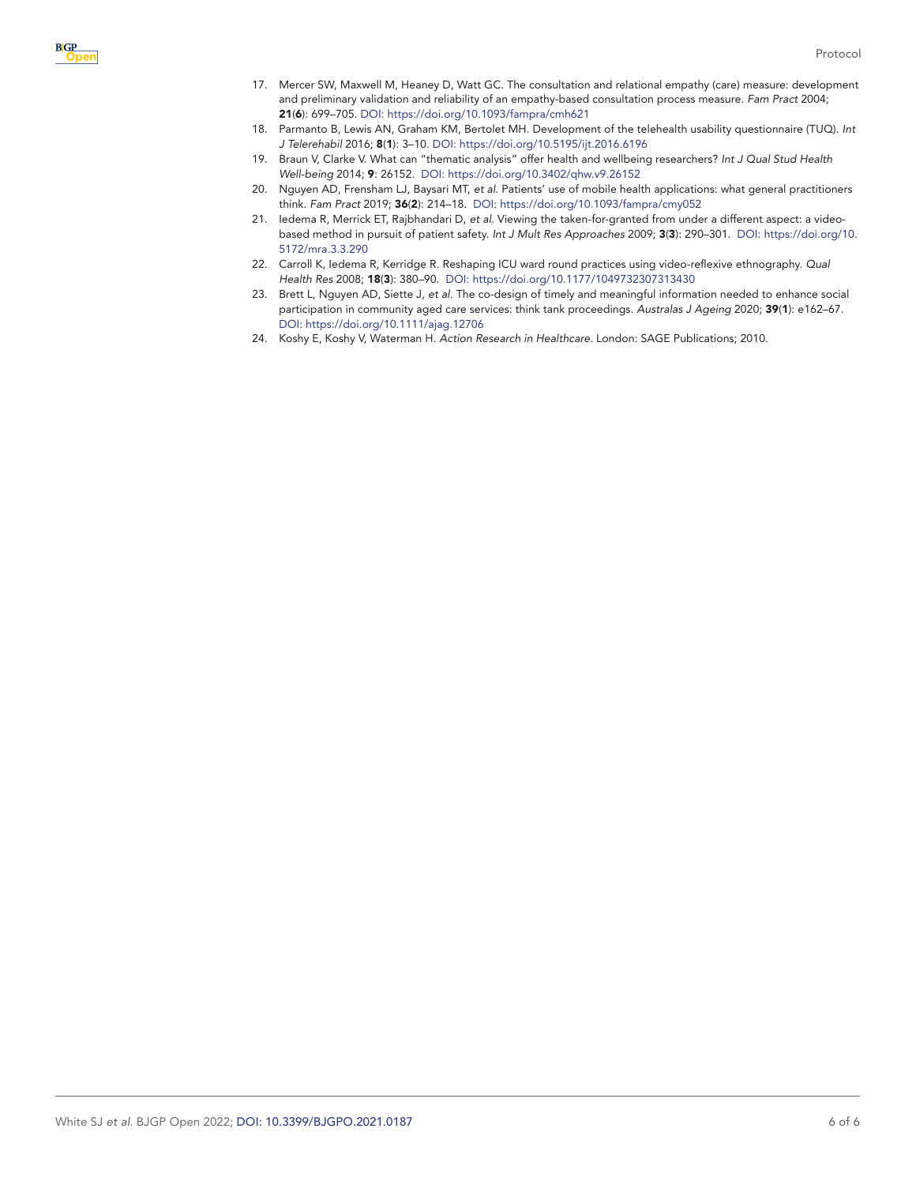17. Mercer SW, Maxwell M, Heaney D, Watt GC. The consultation and relational empathy (care) measure: development and preliminary validation and reliability of an empathy-based consultation process measure. *Fam Pract* 2004; **21**(**6**): 699–705. DOI: https://doi.org/10.1093/fampra/cmh621
18. Parmanto B, Lewis AN, Graham KM, Bertolet MH. Development of the telehealth usability questionnaire (TUQ). *Int J Telerehabil* 2016; **8**(**1**): 3–10. DOI: https://doi.org/10.5195/ijt.2016.6196
19. Braun V, Clarke V. What can "thematic analysis" offer health and wellbeing researchers? *Int J Qual Stud Health Well-being* 2014; **9**: 26152. DOI: https://doi.org/10.3402/qhw.v9.26152
20. Nguyen AD, Frensham LJ, Baysari MT, *et al*. Patients' use of mobile health applications: what general practitioners think. *Fam Pract* 2019; **36**(**2**): 214–18. DOI: https://doi.org/10.1093/fampra/cmy052
21. Iedema R, Merrick ET, Rajbhandari D, *et al*. Viewing the taken-for-granted from under a different aspect: a video-based method in pursuit of patient safety. *Int J Mult Res Approaches* 2009; **3**(**3**): 290–301. DOI: https://doi.org/10.5172/mra.3.3.290
22. Carroll K, Iedema R, Kerridge R. Reshaping ICU ward round practices using video-reflexive ethnography. *Qual Health Res* 2008; **18**(**3**): 380–90. DOI: https://doi.org/10.1177/1049732307313430
23. Brett L, Nguyen AD, Siette J, *et al*. The co-design of timely and meaningful information needed to enhance social participation in community aged care services: think tank proceedings. *Australas J Ageing* 2020; **39**(**1**): e162–67. DOI: https://doi.org/10.1111/ajag.12706
24. Koshy E, Koshy V, Waterman H. *Action Research in Healthcare*. London: SAGE Publications; 2010.